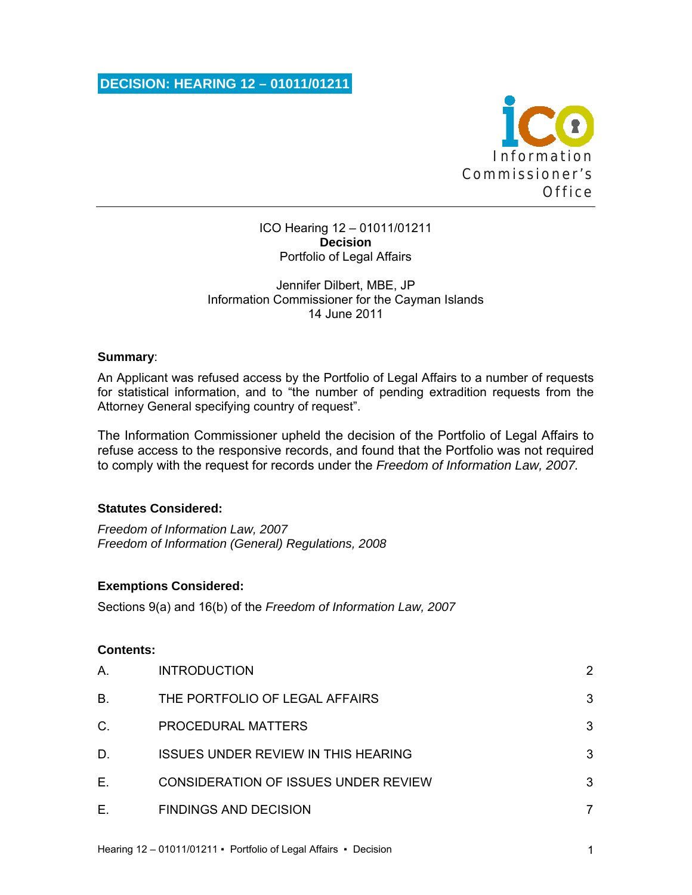# DECISION: HEARING 12 – 01011/01211

Information Commissioner's Office

ICO Hearing 12 – 01011/01211
**Decision**
Portfolio of Legal Affairs

Jennifer Dilbert, MBE, JP
Information Commissioner for the Cayman Islands
14 June 2011

**Summary**:

An Applicant was refused access by the Portfolio of Legal Affairs to a number of requests for statistical information, and to "the number of pending extradition requests from the Attorney General specifying country of request".

The Information Commissioner upheld the decision of the Portfolio of Legal Affairs to refuse access to the responsive records, and found that the Portfolio was not required to comply with the request for records under the *Freedom of Information Law, 2007.*

**Statutes Considered:**

*Freedom of Information Law, 2007*
*Freedom of Information (General) Regulations, 2008*

**Exemptions Considered:**

Sections 9(a) and 16(b) of the *Freedom of Information Law, 2007*

**Contents:**

| | | |
|---|---|---|
| A. | INTRODUCTION | 2 |
| B. | THE PORTFOLIO OF LEGAL AFFAIRS | 3 |
| C. | PROCEDURAL MATTERS | 3 |
| D. | ISSUES UNDER REVIEW IN THIS HEARING | 3 |
| E. | CONSIDERATION OF ISSUES UNDER REVIEW | 3 |
| E. | FINDINGS AND DECISION | 7 |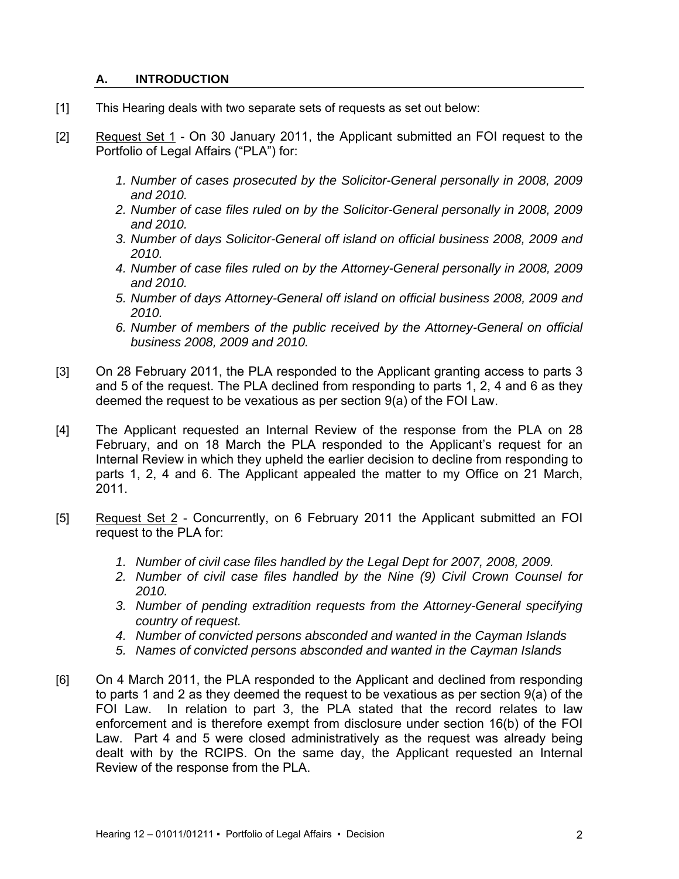## A. INTRODUCTION

[1] This Hearing deals with two separate sets of requests as set out below:

[2] Request Set 1 - On 30 January 2011, the Applicant submitted an FOI request to the Portfolio of Legal Affairs ("PLA") for:

1. *Number of cases prosecuted by the Solicitor-General personally in 2008, 2009 and 2010.*
2. *Number of case files ruled on by the Solicitor-General personally in 2008, 2009 and 2010.*
3. *Number of days Solicitor-General off island on official business 2008, 2009 and 2010.*
4. *Number of case files ruled on by the Attorney-General personally in 2008, 2009 and 2010.*
5. *Number of days Attorney-General off island on official business 2008, 2009 and 2010.*
6. *Number of members of the public received by the Attorney-General on official business 2008, 2009 and 2010.*

[3] On 28 February 2011, the PLA responded to the Applicant granting access to parts 3 and 5 of the request. The PLA declined from responding to parts 1, 2, 4 and 6 as they deemed the request to be vexatious as per section 9(a) of the FOI Law.

[4] The Applicant requested an Internal Review of the response from the PLA on 28 February, and on 18 March the PLA responded to the Applicant's request for an Internal Review in which they upheld the earlier decision to decline from responding to parts 1, 2, 4 and 6. The Applicant appealed the matter to my Office on 21 March, 2011.

[5] Request Set 2 - Concurrently, on 6 February 2011 the Applicant submitted an FOI request to the PLA for:

1. *Number of civil case files handled by the Legal Dept for 2007, 2008, 2009.*
2. *Number of civil case files handled by the Nine (9) Civil Crown Counsel for 2010.*
3. *Number of pending extradition requests from the Attorney-General specifying country of request.*
4. *Number of convicted persons absconded and wanted in the Cayman Islands*
5. *Names of convicted persons absconded and wanted in the Cayman Islands*

[6] On 4 March 2011, the PLA responded to the Applicant and declined from responding to parts 1 and 2 as they deemed the request to be vexatious as per section 9(a) of the FOI Law. In relation to part 3, the PLA stated that the record relates to law enforcement and is therefore exempt from disclosure under section 16(b) of the FOI Law. Part 4 and 5 were closed administratively as the request was already being dealt with by the RCIPS. On the same day, the Applicant requested an Internal Review of the response from the PLA.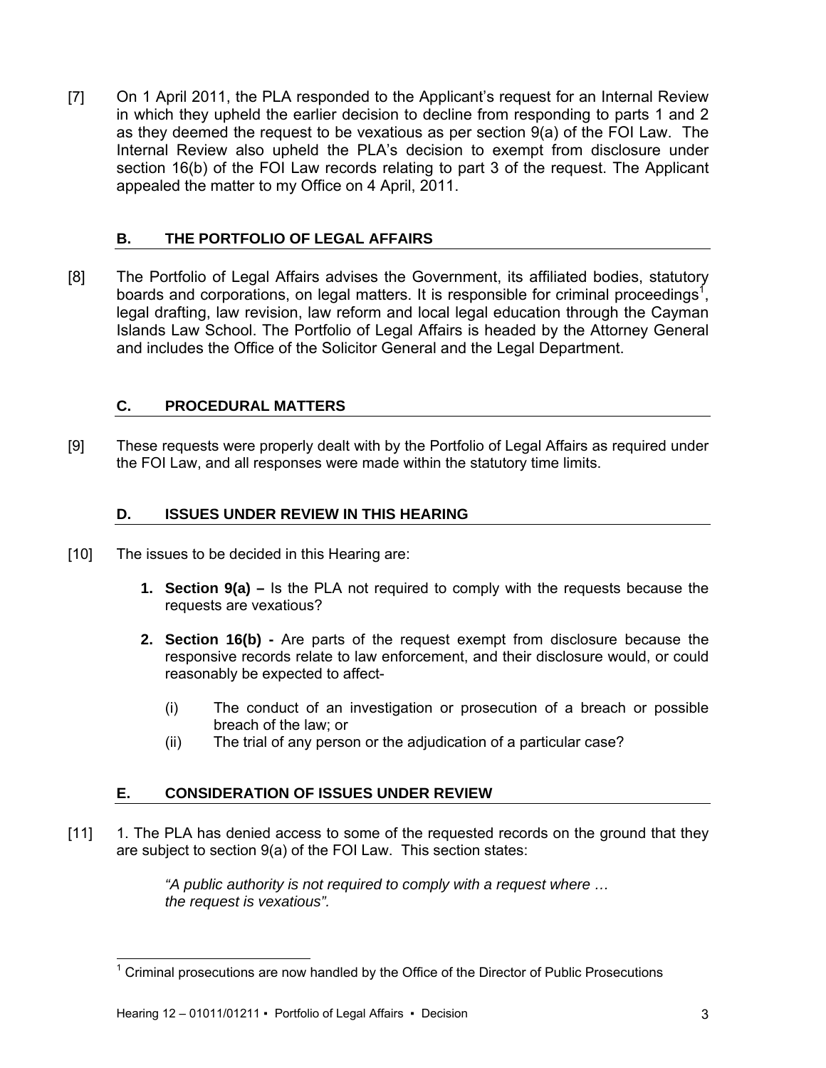[7] On 1 April 2011, the PLA responded to the Applicant's request for an Internal Review in which they upheld the earlier decision to decline from responding to parts 1 and 2 as they deemed the request to be vexatious as per section 9(a) of the FOI Law. The Internal Review also upheld the PLA's decision to exempt from disclosure under section 16(b) of the FOI Law records relating to part 3 of the request. The Applicant appealed the matter to my Office on 4 April, 2011.

## B. THE PORTFOLIO OF LEGAL AFFAIRS

[8] The Portfolio of Legal Affairs advises the Government, its affiliated bodies, statutory boards and corporations, on legal matters. It is responsible for criminal proceedings[1], legal drafting, law revision, law reform and local legal education through the Cayman Islands Law School. The Portfolio of Legal Affairs is headed by the Attorney General and includes the Office of the Solicitor General and the Legal Department.

## C. PROCEDURAL MATTERS

[9] These requests were properly dealt with by the Portfolio of Legal Affairs as required under the FOI Law, and all responses were made within the statutory time limits.

## D. ISSUES UNDER REVIEW IN THIS HEARING

[10] The issues to be decided in this Hearing are:

1. **Section 9(a) –** Is the PLA not required to comply with the requests because the requests are vexatious?

2. **Section 16(b) -** Are parts of the request exempt from disclosure because the responsive records relate to law enforcement, and their disclosure would, or could reasonably be expected to affect-

   (i) The conduct of an investigation or prosecution of a breach or possible breach of the law; or

   (ii) The trial of any person or the adjudication of a particular case?

## E. CONSIDERATION OF ISSUES UNDER REVIEW

[11] 1. The PLA has denied access to some of the requested records on the ground that they are subject to section 9(a) of the FOI Law. This section states:

> *"A public authority is not required to comply with a request where … the request is vexatious".*

[1] Criminal prosecutions are now handled by the Office of the Director of Public Prosecutions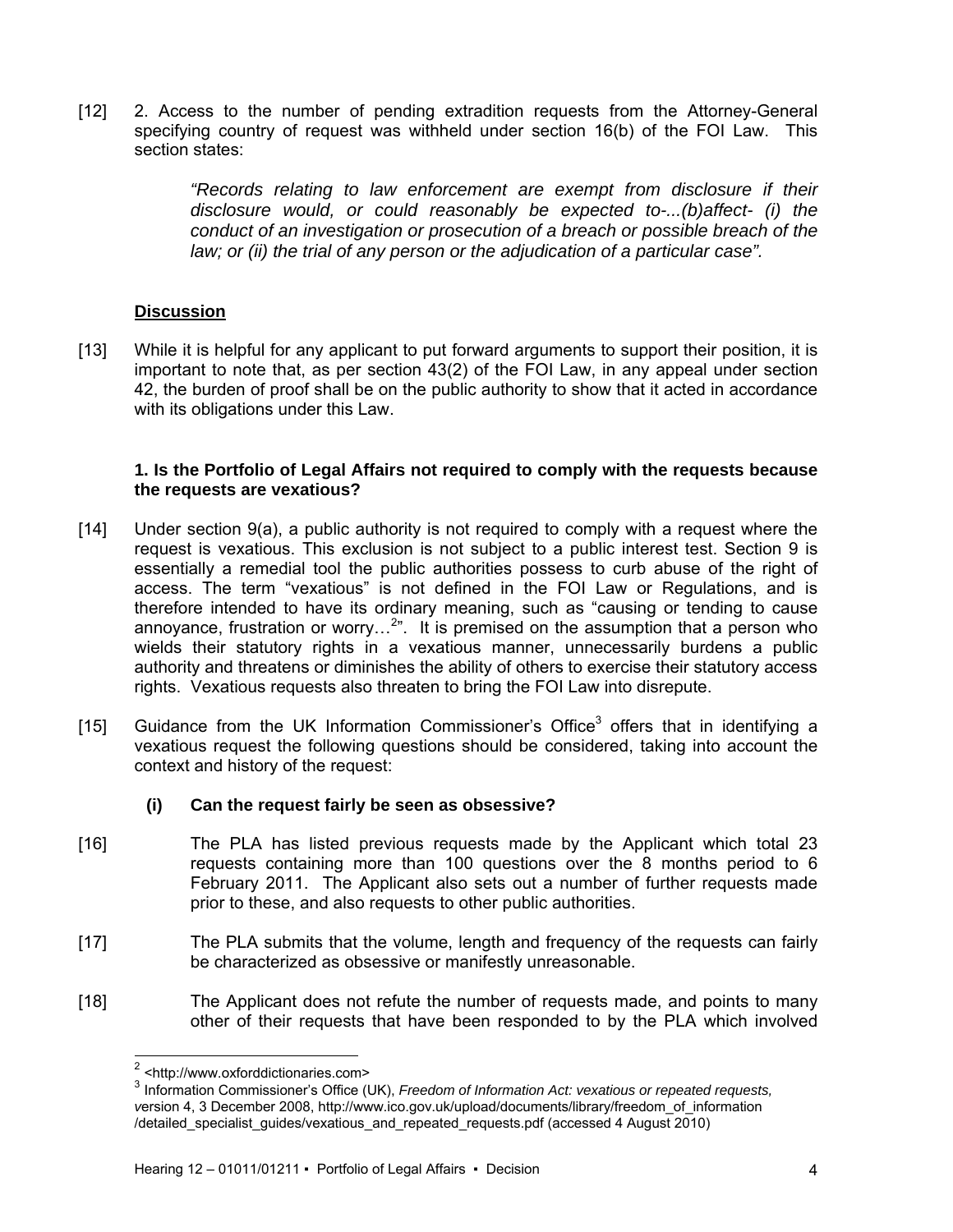[12] 2. Access to the number of pending extradition requests from the Attorney-General specifying country of request was withheld under section 16(b) of the FOI Law. This section states:

> *"Records relating to law enforcement are exempt from disclosure if their disclosure would, or could reasonably be expected to-...(b)affect- (i) the conduct of an investigation or prosecution of a breach or possible breach of the law; or (ii) the trial of any person or the adjudication of a particular case".*

## Discussion

[13] While it is helpful for any applicant to put forward arguments to support their position, it is important to note that, as per section 43(2) of the FOI Law, in any appeal under section 42, the burden of proof shall be on the public authority to show that it acted in accordance with its obligations under this Law.

### 1. Is the Portfolio of Legal Affairs not required to comply with the requests because the requests are vexatious?

[14] Under section 9(a), a public authority is not required to comply with a request where the request is vexatious. This exclusion is not subject to a public interest test. Section 9 is essentially a remedial tool the public authorities possess to curb abuse of the right of access. The term "vexatious" is not defined in the FOI Law or Regulations, and is therefore intended to have its ordinary meaning, such as "causing or tending to cause annoyance, frustration or worry…[2]". It is premised on the assumption that a person who wields their statutory rights in a vexatious manner, unnecessarily burdens a public authority and threatens or diminishes the ability of others to exercise their statutory access rights. Vexatious requests also threaten to bring the FOI Law into disrepute.

[15] Guidance from the UK Information Commissioner's Office[3] offers that in identifying a vexatious request the following questions should be considered, taking into account the context and history of the request:

**(i) Can the request fairly be seen as obsessive?**

[16] The PLA has listed previous requests made by the Applicant which total 23 requests containing more than 100 questions over the 8 months period to 6 February 2011. The Applicant also sets out a number of further requests made prior to these, and also requests to other public authorities.

[17] The PLA submits that the volume, length and frequency of the requests can fairly be characterized as obsessive or manifestly unreasonable.

[18] The Applicant does not refute the number of requests made, and points to many other of their requests that have been responded to by the PLA which involved

---

[2] <http://www.oxforddictionaries.com>

[3] Information Commissioner's Office (UK), *Freedom of Information Act: vexatious or repeated requests,* version 4, 3 December 2008, http://www.ico.gov.uk/upload/documents/library/freedom_of_information /detailed_specialist_guides/vexatious_and_repeated_requests.pdf (accessed 4 August 2010)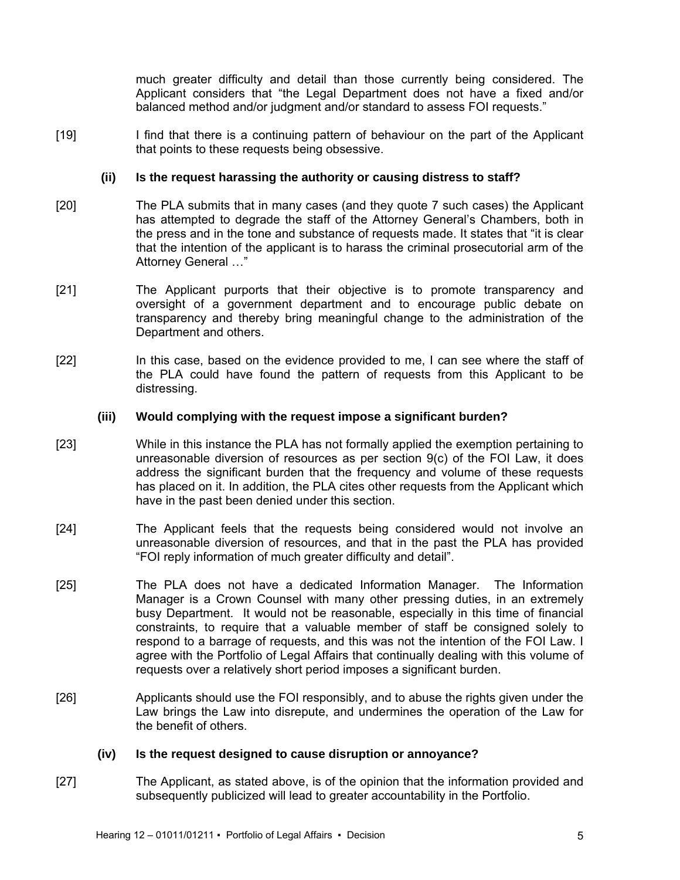much greater difficulty and detail than those currently being considered. The Applicant considers that "the Legal Department does not have a fixed and/or balanced method and/or judgment and/or standard to assess FOI requests."

[19] I find that there is a continuing pattern of behaviour on the part of the Applicant that points to these requests being obsessive.

### (ii) Is the request harassing the authority or causing distress to staff?

[20] The PLA submits that in many cases (and they quote 7 such cases) the Applicant has attempted to degrade the staff of the Attorney General's Chambers, both in the press and in the tone and substance of requests made. It states that "it is clear that the intention of the applicant is to harass the criminal prosecutorial arm of the Attorney General …"

[21] The Applicant purports that their objective is to promote transparency and oversight of a government department and to encourage public debate on transparency and thereby bring meaningful change to the administration of the Department and others.

[22] In this case, based on the evidence provided to me, I can see where the staff of the PLA could have found the pattern of requests from this Applicant to be distressing.

### (iii) Would complying with the request impose a significant burden?

[23] While in this instance the PLA has not formally applied the exemption pertaining to unreasonable diversion of resources as per section 9(c) of the FOI Law, it does address the significant burden that the frequency and volume of these requests has placed on it. In addition, the PLA cites other requests from the Applicant which have in the past been denied under this section.

[24] The Applicant feels that the requests being considered would not involve an unreasonable diversion of resources, and that in the past the PLA has provided "FOI reply information of much greater difficulty and detail".

[25] The PLA does not have a dedicated Information Manager. The Information Manager is a Crown Counsel with many other pressing duties, in an extremely busy Department. It would not be reasonable, especially in this time of financial constraints, to require that a valuable member of staff be consigned solely to respond to a barrage of requests, and this was not the intention of the FOI Law. I agree with the Portfolio of Legal Affairs that continually dealing with this volume of requests over a relatively short period imposes a significant burden.

[26] Applicants should use the FOI responsibly, and to abuse the rights given under the Law brings the Law into disrepute, and undermines the operation of the Law for the benefit of others.

### (iv) Is the request designed to cause disruption or annoyance?

[27] The Applicant, as stated above, is of the opinion that the information provided and subsequently publicized will lead to greater accountability in the Portfolio.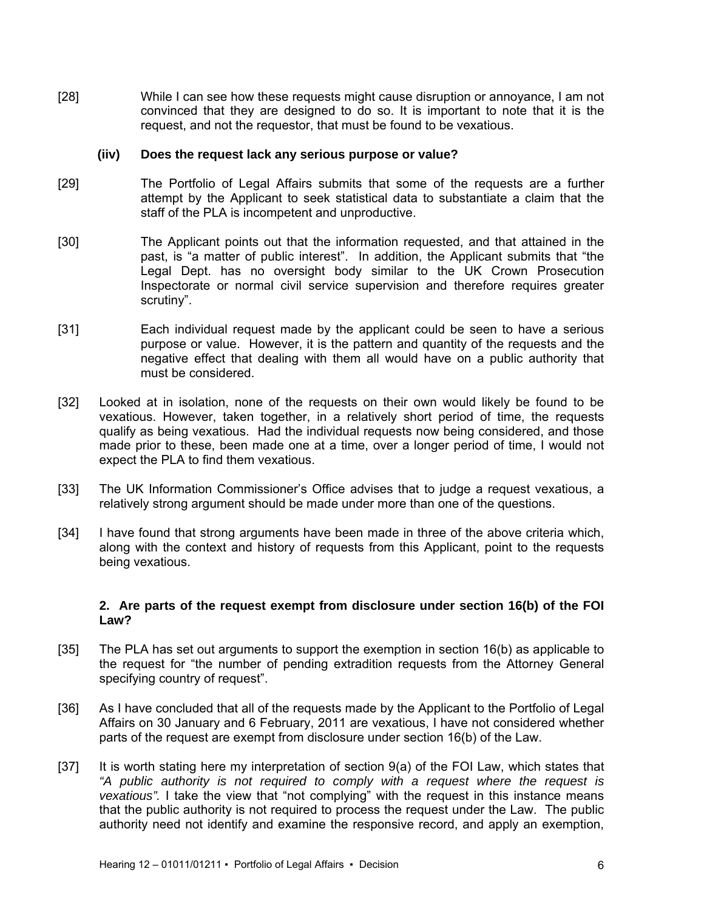[28] While I can see how these requests might cause disruption or annoyance, I am not convinced that they are designed to do so. It is important to note that it is the request, and not the requestor, that must be found to be vexatious.

**(iiv) Does the request lack any serious purpose or value?**

[29] The Portfolio of Legal Affairs submits that some of the requests are a further attempt by the Applicant to seek statistical data to substantiate a claim that the staff of the PLA is incompetent and unproductive.

[30] The Applicant points out that the information requested, and that attained in the past, is "a matter of public interest". In addition, the Applicant submits that "the Legal Dept. has no oversight body similar to the UK Crown Prosecution Inspectorate or normal civil service supervision and therefore requires greater scrutiny".

[31] Each individual request made by the applicant could be seen to have a serious purpose or value. However, it is the pattern and quantity of the requests and the negative effect that dealing with them all would have on a public authority that must be considered.

[32] Looked at in isolation, none of the requests on their own would likely be found to be vexatious. However, taken together, in a relatively short period of time, the requests qualify as being vexatious. Had the individual requests now being considered, and those made prior to these, been made one at a time, over a longer period of time, I would not expect the PLA to find them vexatious.

[33] The UK Information Commissioner's Office advises that to judge a request vexatious, a relatively strong argument should be made under more than one of the questions.

[34] I have found that strong arguments have been made in three of the above criteria which, along with the context and history of requests from this Applicant, point to the requests being vexatious.

**2. Are parts of the request exempt from disclosure under section 16(b) of the FOI Law?**

[35] The PLA has set out arguments to support the exemption in section 16(b) as applicable to the request for "the number of pending extradition requests from the Attorney General specifying country of request".

[36] As I have concluded that all of the requests made by the Applicant to the Portfolio of Legal Affairs on 30 January and 6 February, 2011 are vexatious, I have not considered whether parts of the request are exempt from disclosure under section 16(b) of the Law.

[37] It is worth stating here my interpretation of section 9(a) of the FOI Law, which states that *"A public authority is not required to comply with a request where the request is vexatious".* I take the view that "not complying" with the request in this instance means that the public authority is not required to process the request under the Law. The public authority need not identify and examine the responsive record, and apply an exemption,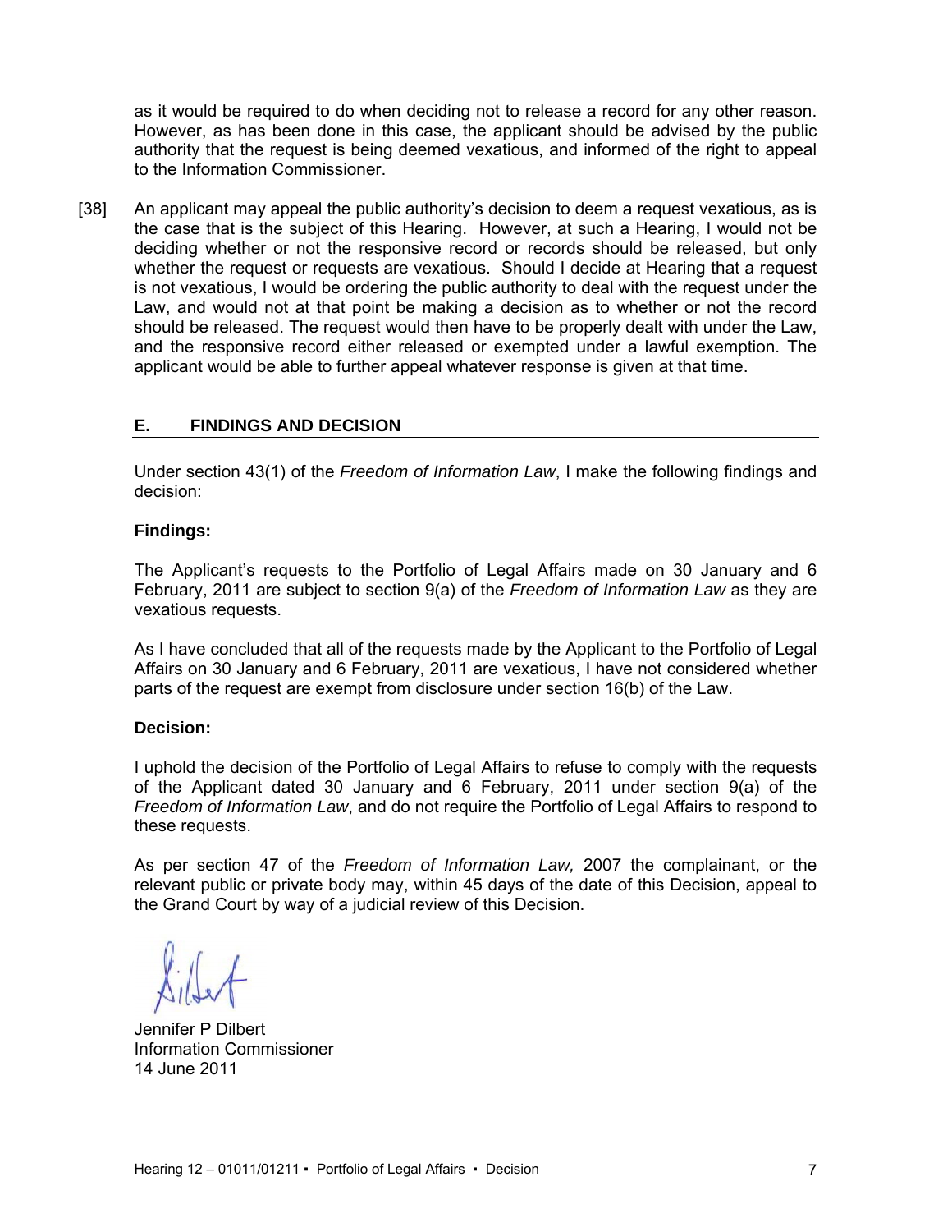as it would be required to do when deciding not to release a record for any other reason. However, as has been done in this case, the applicant should be advised by the public authority that the request is being deemed vexatious, and informed of the right to appeal to the Information Commissioner.

[38] An applicant may appeal the public authority's decision to deem a request vexatious, as is the case that is the subject of this Hearing. However, at such a Hearing, I would not be deciding whether or not the responsive record or records should be released, but only whether the request or requests are vexatious. Should I decide at Hearing that a request is not vexatious, I would be ordering the public authority to deal with the request under the Law, and would not at that point be making a decision as to whether or not the record should be released. The request would then have to be properly dealt with under the Law, and the responsive record either released or exempted under a lawful exemption. The applicant would be able to further appeal whatever response is given at that time.

## E. FINDINGS AND DECISION

Under section 43(1) of the *Freedom of Information Law*, I make the following findings and decision:

**Findings:**

The Applicant's requests to the Portfolio of Legal Affairs made on 30 January and 6 February, 2011 are subject to section 9(a) of the *Freedom of Information Law* as they are vexatious requests.

As I have concluded that all of the requests made by the Applicant to the Portfolio of Legal Affairs on 30 January and 6 February, 2011 are vexatious, I have not considered whether parts of the request are exempt from disclosure under section 16(b) of the Law.

**Decision:**

I uphold the decision of the Portfolio of Legal Affairs to refuse to comply with the requests of the Applicant dated 30 January and 6 February, 2011 under section 9(a) of the *Freedom of Information Law*, and do not require the Portfolio of Legal Affairs to respond to these requests.

As per section 47 of the *Freedom of Information Law,* 2007 the complainant, or the relevant public or private body may, within 45 days of the date of this Decision, appeal to the Grand Court by way of a judicial review of this Decision.

Jennifer P Dilbert
Information Commissioner
14 June 2011